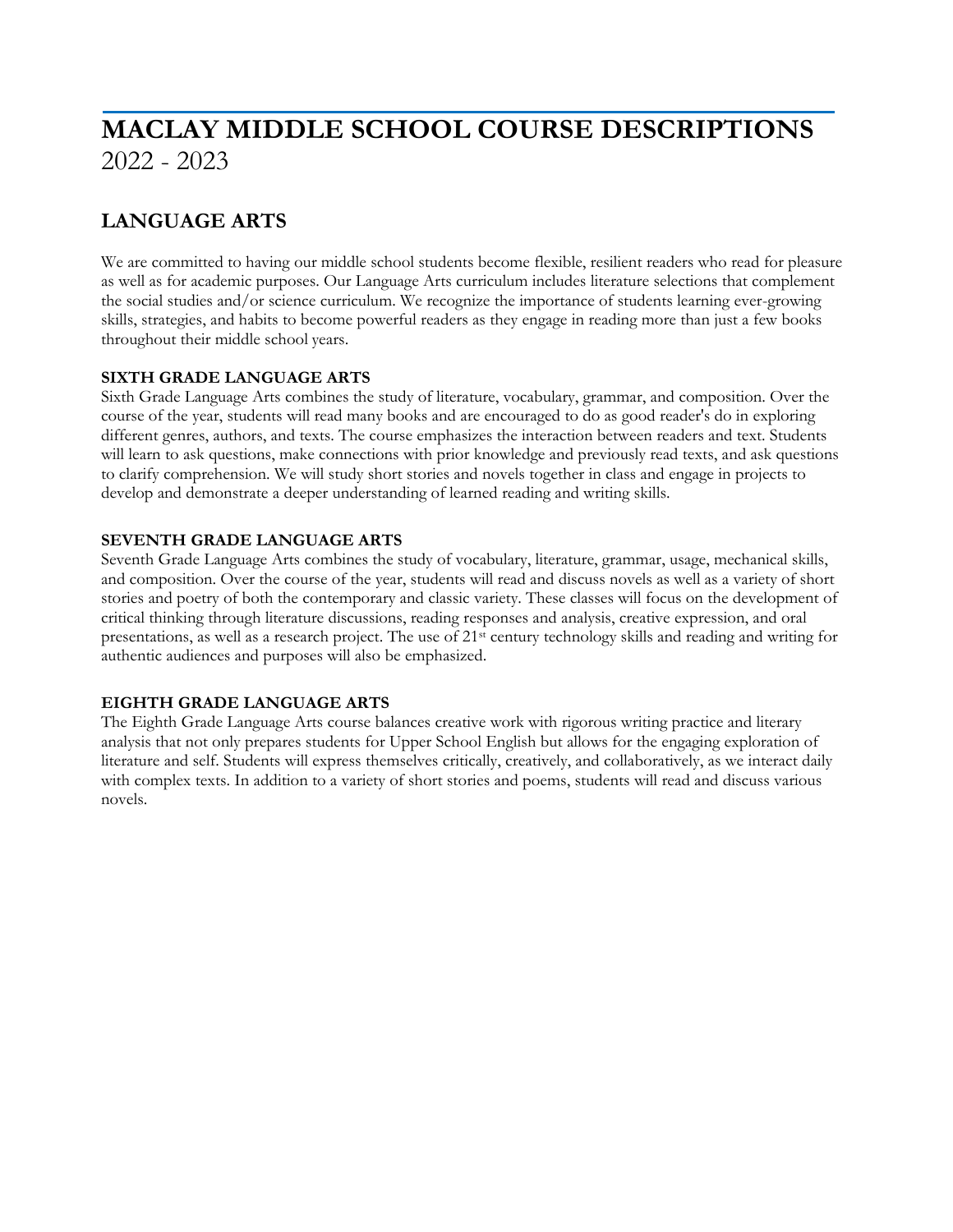# MACLAY MIDDLE SCHOOL COURSE DESCRIPTIONS

2022 - 2023

## LANGUAGE ARTS

We are committed to having our middle school students become flexible, resilient readers who read for pleasure as well as for academic purposes. Our Language Arts curriculum includes literature selections that complement the social studies and/or science curriculum. We recognize the importance of students learning ever-growing skills, strategies, and habits to become powerful readers as they engage in reading more than just a few books throughout their middle school years.

### SIXTH GRADE LANGUAGE ARTS

Sixth Grade Language Arts combines the study of literature, vocabulary, grammar, and composition. Over the course of the year, students will read many books and are encouraged to do as good reader's do in exploring different genres, authors, and texts. The course emphasizes the interaction between readers and text. Students will learn to ask questions, make connections with prior knowledge and previously read texts, and ask questions to clarify comprehension. We will study short stories and novels together in class and engage in projects to develop and demonstrate a deeper understanding of learned reading and writing skills.

### SEVENTH GRADE LANGUAGE ARTS

Seventh Grade Language Arts combines the study of vocabulary, literature, grammar, usage, mechanical skills, and composition. Over the course of the year, students will read and discuss novels as well as a variety of short stories and poetry of both the contemporary and classic variety. These classes will focus on the development of critical thinking through literature discussions, reading responses and analysis, creative expression, and oral presentations, as well as a research project. The use of 21st century technology skills and reading and writing for authentic audiences and purposes will also be emphasized.

### EIGHTH GRADE LANGUAGE ARTS

The Eighth Grade Language Arts course balances creative work with rigorous writing practice and literary analysis that not only prepares students for Upper School English but allows for the engaging exploration of literature and self. Students will express themselves critically, creatively, and collaboratively, as we interact daily with complex texts. In addition to a variety of short stories and poems, students will read and discuss various novels.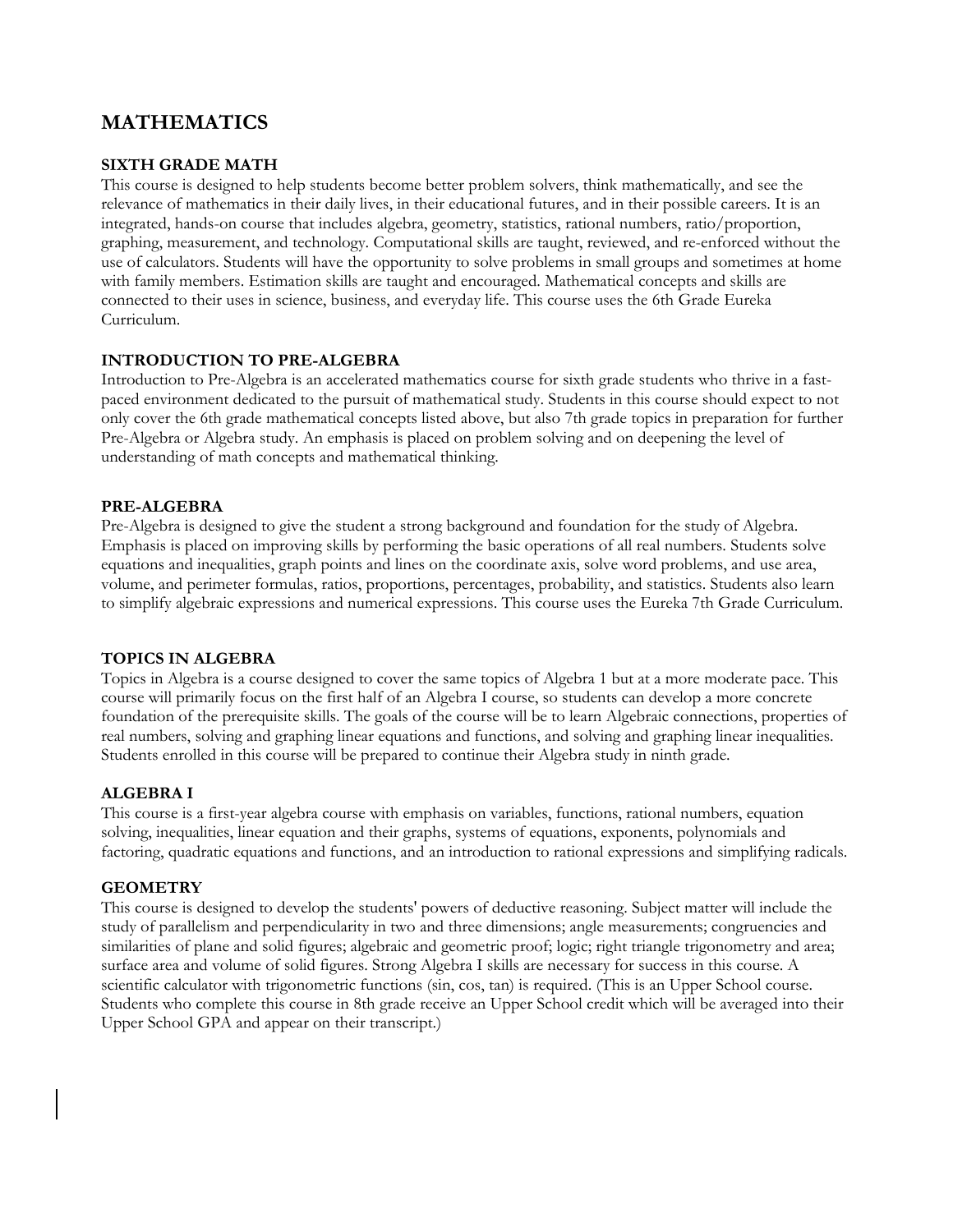# MATHEMATICS

### SIXTH GRADE MATH

This course is designed to help students become better problem solvers, think mathematically, and see the relevance of mathematics in their daily lives, in their educational futures, and in their possible careers. It is an integrated, hands-on course that includes algebra, geometry, statistics, rational numbers, ratio/proportion, graphing, measurement, and technology. Computational skills are taught, reviewed, and re-enforced without the use of calculators. Students will have the opportunity to solve problems in small groups and sometimes at home with family members. Estimation skills are taught and encouraged. Mathematical concepts and skills are connected to their uses in science, business, and everyday life. This course uses the 6th Grade Eureka Curriculum.

### INTRODUCTION TO PRE-ALGEBRA

Introduction to Pre-Algebra is an accelerated mathematics course for sixth grade students who thrive in a fast-paced environment dedicated to the pursuit of mathematical study. Students in this course should expect to not only cover the 6th grade mathematical concepts listed above, but also 7th grade topics in preparation for further Pre-Algebra or Algebra study. An emphasis is placed on problem solving and on deepening the level of understanding of math concepts and mathematical thinking.

### PRE-ALGEBRA

Pre-Algebra is designed to give the student a strong background and foundation for the study of Algebra. Emphasis is placed on improving skills by performing the basic operations of all real numbers. Students solve equations and inequalities, graph points and lines on the coordinate axis, solve word problems, and use area, volume, and perimeter formulas, ratios, proportions, percentages, probability, and statistics. Students also learn to simplify algebraic expressions and numerical expressions. This course uses the Eureka 7th Grade Curriculum.

### TOPICS IN ALGEBRA

Topics in Algebra is a course designed to cover the same topics of Algebra 1 but at a more moderate pace. This course will primarily focus on the first half of an Algebra I course, so students can develop a more concrete foundation of the prerequisite skills. The goals of the course will be to learn Algebraic connections, properties of real numbers, solving and graphing linear equations and functions, and solving and graphing linear inequalities. Students enrolled in this course will be prepared to continue their Algebra study in ninth grade.

### ALGEBRA I

This course is a first-year algebra course with emphasis on variables, functions, rational numbers, equation solving, inequalities, linear equation and their graphs, systems of equations, exponents, polynomials and factoring, quadratic equations and functions, and an introduction to rational expressions and simplifying radicals.

### GEOMETRY

This course is designed to develop the students' powers of deductive reasoning. Subject matter will include the study of parallelism and perpendicularity in two and three dimensions; angle measurements; congruencies and similarities of plane and solid figures; algebraic and geometric proof; logic; right triangle trigonometry and area; surface area and volume of solid figures. Strong Algebra I skills are necessary for success in this course. A scientific calculator with trigonometric functions (sin, cos, tan) is required. (This is an Upper School course. Students who complete this course in 8th grade receive an Upper School credit which will be averaged into their Upper School GPA and appear on their transcript.)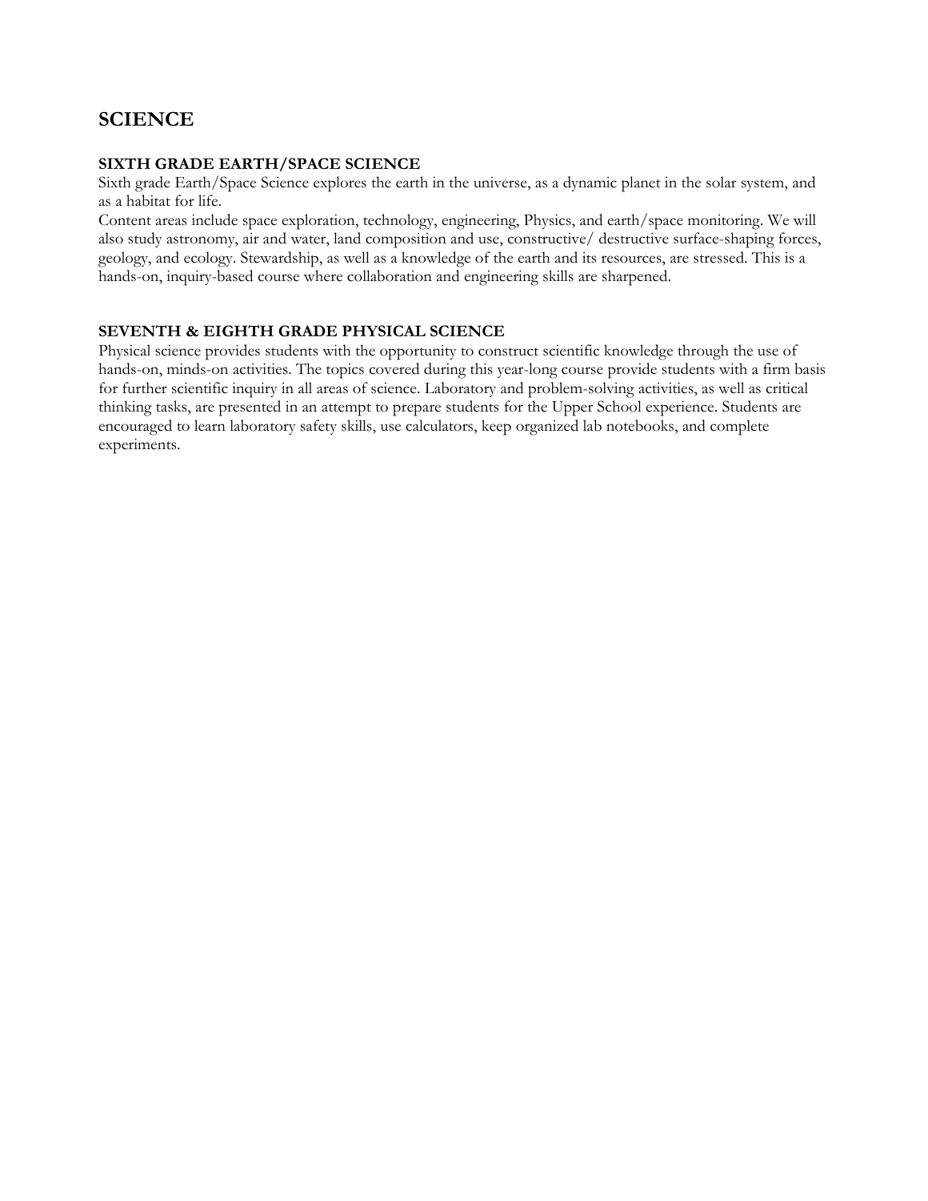# SCIENCE

### SIXTH GRADE EARTH/SPACE SCIENCE

Sixth grade Earth/Space Science explores the earth in the universe, as a dynamic planet in the solar system, and as a habitat for life.

Content areas include space exploration, technology, engineering, Physics, and earth/space monitoring. We will also study astronomy, air and water, land composition and use, constructive/ destructive surface-shaping forces, geology, and ecology. Stewardship, as well as a knowledge of the earth and its resources, are stressed. This is a hands-on, inquiry-based course where collaboration and engineering skills are sharpened.

### SEVENTH & EIGHTH GRADE PHYSICAL SCIENCE

Physical science provides students with the opportunity to construct scientific knowledge through the use of hands-on, minds-on activities. The topics covered during this year-long course provide students with a firm basis for further scientific inquiry in all areas of science. Laboratory and problem-solving activities, as well as critical thinking tasks, are presented in an attempt to prepare students for the Upper School experience. Students are encouraged to learn laboratory safety skills, use calculators, keep organized lab notebooks, and complete experiments.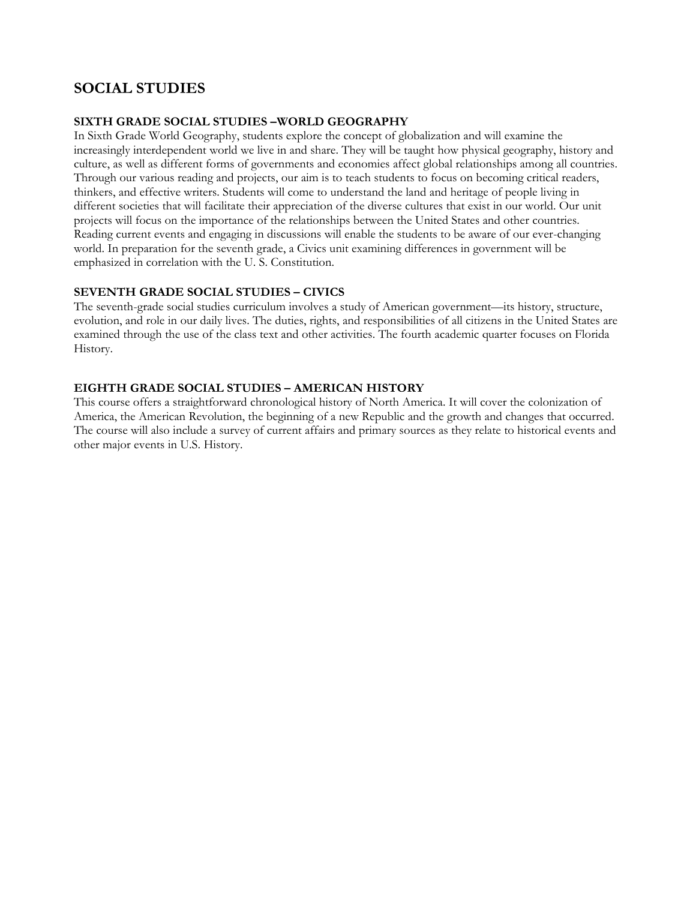# SOCIAL STUDIES

### SIXTH GRADE SOCIAL STUDIES –WORLD GEOGRAPHY

In Sixth Grade World Geography, students explore the concept of globalization and will examine the increasingly interdependent world we live in and share. They will be taught how physical geography, history and culture, as well as different forms of governments and economies affect global relationships among all countries. Through our various reading and projects, our aim is to teach students to focus on becoming critical readers, thinkers, and effective writers. Students will come to understand the land and heritage of people living in different societies that will facilitate their appreciation of the diverse cultures that exist in our world. Our unit projects will focus on the importance of the relationships between the United States and other countries. Reading current events and engaging in discussions will enable the students to be aware of our ever-changing world. In preparation for the seventh grade, a Civics unit examining differences in government will be emphasized in correlation with the U. S. Constitution.

### SEVENTH GRADE SOCIAL STUDIES – CIVICS

The seventh-grade social studies curriculum involves a study of American government—its history, structure, evolution, and role in our daily lives. The duties, rights, and responsibilities of all citizens in the United States are examined through the use of the class text and other activities. The fourth academic quarter focuses on Florida History.

### EIGHTH GRADE SOCIAL STUDIES – AMERICAN HISTORY

This course offers a straightforward chronological history of North America. It will cover the colonization of America, the American Revolution, the beginning of a new Republic and the growth and changes that occurred. The course will also include a survey of current affairs and primary sources as they relate to historical events and other major events in U.S. History.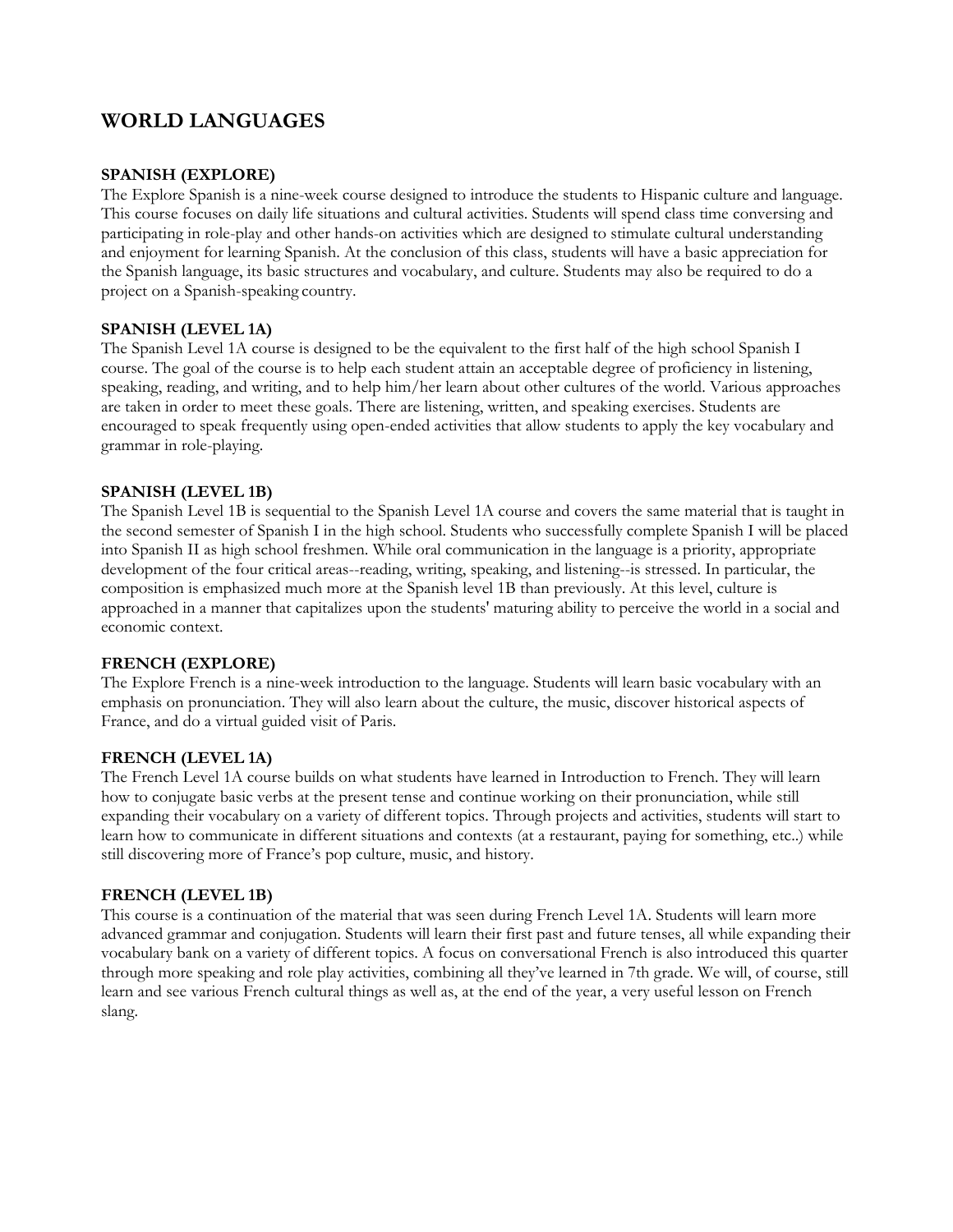# WORLD LANGUAGES

### SPANISH (EXPLORE)

The Explore Spanish is a nine-week course designed to introduce the students to Hispanic culture and language. This course focuses on daily life situations and cultural activities. Students will spend class time conversing and participating in role-play and other hands-on activities which are designed to stimulate cultural understanding and enjoyment for learning Spanish. At the conclusion of this class, students will have a basic appreciation for the Spanish language, its basic structures and vocabulary, and culture. Students may also be required to do a project on a Spanish-speaking country.

### SPANISH (LEVEL 1A)

The Spanish Level 1A course is designed to be the equivalent to the first half of the high school Spanish I course. The goal of the course is to help each student attain an acceptable degree of proficiency in listening, speaking, reading, and writing, and to help him/her learn about other cultures of the world. Various approaches are taken in order to meet these goals. There are listening, written, and speaking exercises. Students are encouraged to speak frequently using open-ended activities that allow students to apply the key vocabulary and grammar in role-playing.

### SPANISH (LEVEL 1B)

The Spanish Level 1B is sequential to the Spanish Level 1A course and covers the same material that is taught in the second semester of Spanish I in the high school. Students who successfully complete Spanish I will be placed into Spanish II as high school freshmen. While oral communication in the language is a priority, appropriate development of the four critical areas--reading, writing, speaking, and listening--is stressed. In particular, the composition is emphasized much more at the Spanish level 1B than previously. At this level, culture is approached in a manner that capitalizes upon the students' maturing ability to perceive the world in a social and economic context.

### FRENCH (EXPLORE)

The Explore French is a nine-week introduction to the language. Students will learn basic vocabulary with an emphasis on pronunciation. They will also learn about the culture, the music, discover historical aspects of France, and do a virtual guided visit of Paris.

### FRENCH (LEVEL 1A)

The French Level 1A course builds on what students have learned in Introduction to French. They will learn how to conjugate basic verbs at the present tense and continue working on their pronunciation, while still expanding their vocabulary on a variety of different topics. Through projects and activities, students will start to learn how to communicate in different situations and contexts (at a restaurant, paying for something, etc..) while still discovering more of France's pop culture, music, and history.

### FRENCH (LEVEL 1B)

This course is a continuation of the material that was seen during French Level 1A. Students will learn more advanced grammar and conjugation. Students will learn their first past and future tenses, all while expanding their vocabulary bank on a variety of different topics. A focus on conversational French is also introduced this quarter through more speaking and role play activities, combining all they've learned in 7th grade. We will, of course, still learn and see various French cultural things as well as, at the end of the year, a very useful lesson on French slang.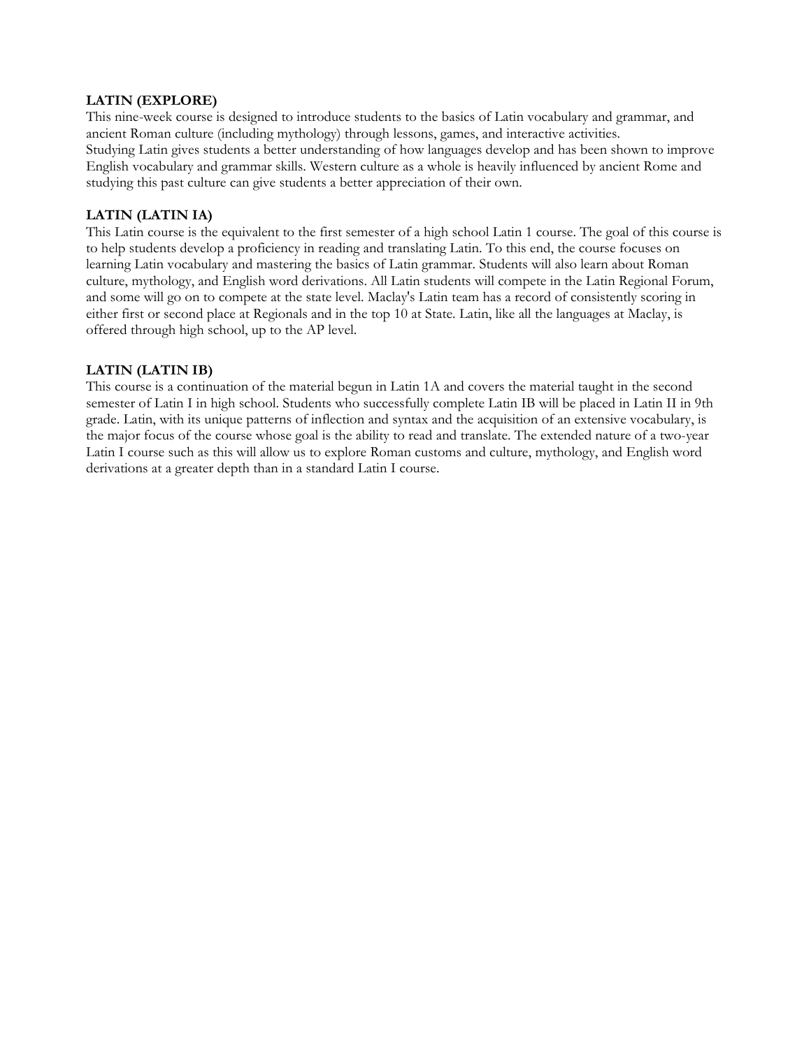**LATIN (EXPLORE)**

This nine-week course is designed to introduce students to the basics of Latin vocabulary and grammar, and ancient Roman culture (including mythology) through lessons, games, and interactive activities.
Studying Latin gives students a better understanding of how languages develop and has been shown to improve English vocabulary and grammar skills. Western culture as a whole is heavily influenced by ancient Rome and studying this past culture can give students a better appreciation of their own.

**LATIN (LATIN IA)**

This Latin course is the equivalent to the first semester of a high school Latin 1 course. The goal of this course is to help students develop a proficiency in reading and translating Latin. To this end, the course focuses on learning Latin vocabulary and mastering the basics of Latin grammar. Students will also learn about Roman culture, mythology, and English word derivations. All Latin students will compete in the Latin Regional Forum, and some will go on to compete at the state level. Maclay's Latin team has a record of consistently scoring in either first or second place at Regionals and in the top 10 at State. Latin, like all the languages at Maclay, is offered through high school, up to the AP level.

**LATIN (LATIN IB)**

This course is a continuation of the material begun in Latin 1A and covers the material taught in the second semester of Latin I in high school. Students who successfully complete Latin IB will be placed in Latin II in 9th grade. Latin, with its unique patterns of inflection and syntax and the acquisition of an extensive vocabulary, is the major focus of the course whose goal is the ability to read and translate. The extended nature of a two-year Latin I course such as this will allow us to explore Roman customs and culture, mythology, and English word derivations at a greater depth than in a standard Latin I course.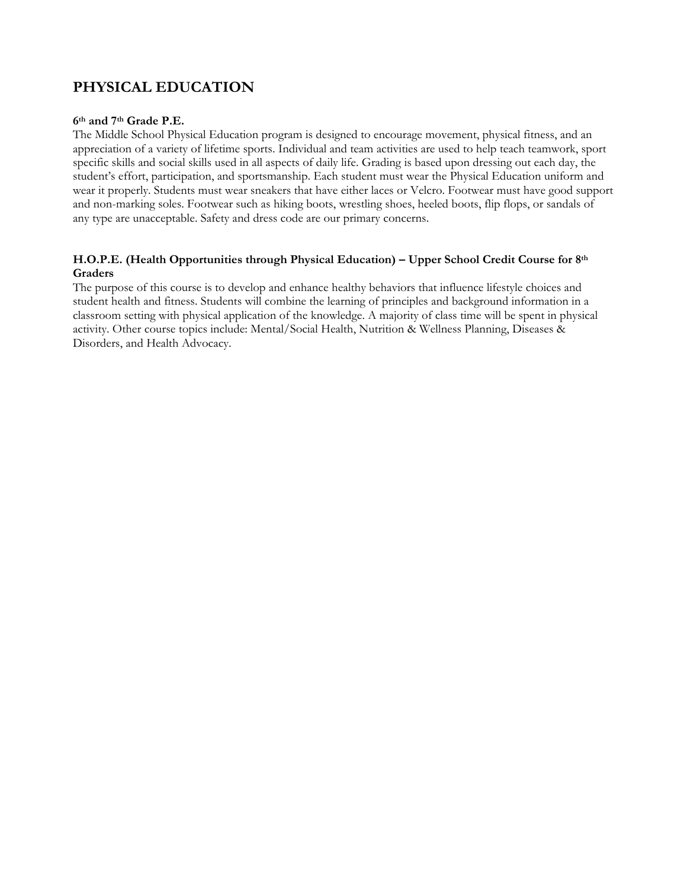## PHYSICAL EDUCATION

### 6th and 7th Grade P.E.

The Middle School Physical Education program is designed to encourage movement, physical fitness, and an appreciation of a variety of lifetime sports. Individual and team activities are used to help teach teamwork, sport specific skills and social skills used in all aspects of daily life. Grading is based upon dressing out each day, the student's effort, participation, and sportsmanship. Each student must wear the Physical Education uniform and wear it properly. Students must wear sneakers that have either laces or Velcro. Footwear must have good support and non-marking soles. Footwear such as hiking boots, wrestling shoes, heeled boots, flip flops, or sandals of any type are unacceptable. Safety and dress code are our primary concerns.

### H.O.P.E. (Health Opportunities through Physical Education) – Upper School Credit Course for 8th Graders

The purpose of this course is to develop and enhance healthy behaviors that influence lifestyle choices and student health and fitness. Students will combine the learning of principles and background information in a classroom setting with physical application of the knowledge. A majority of class time will be spent in physical activity. Other course topics include: Mental/Social Health, Nutrition & Wellness Planning, Diseases & Disorders, and Health Advocacy.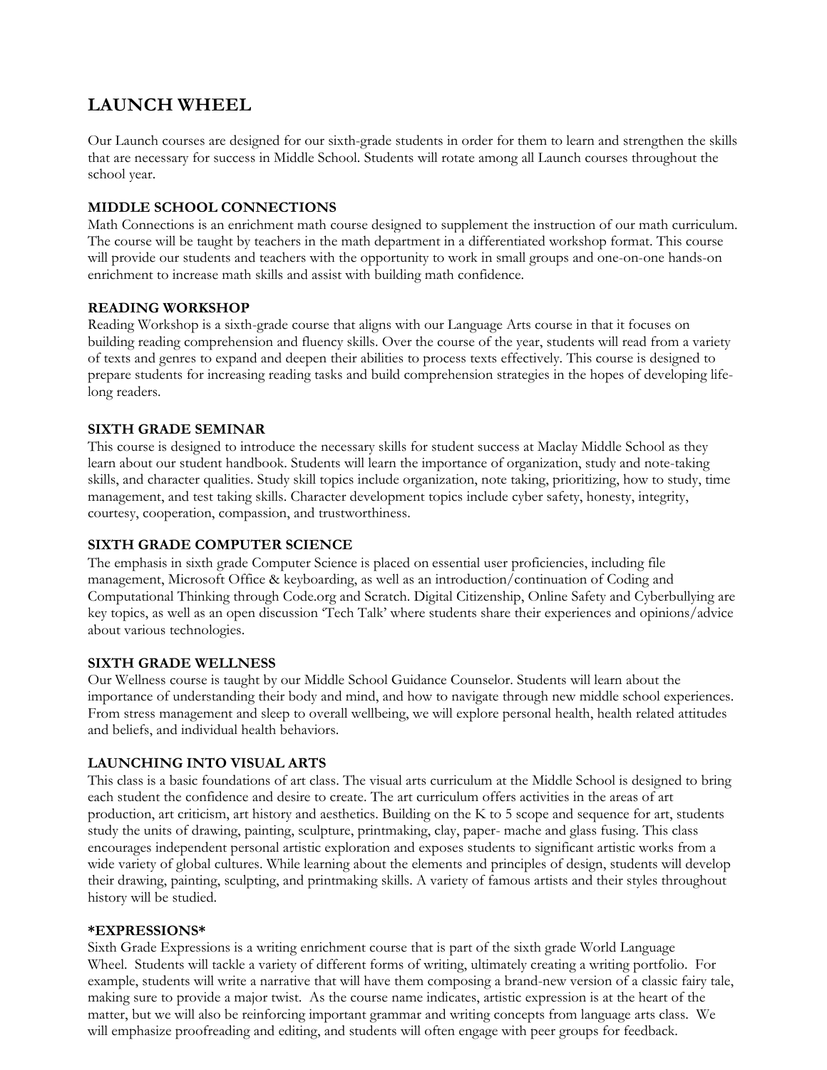## LAUNCH WHEEL

Our Launch courses are designed for our sixth-grade students in order for them to learn and strengthen the skills that are necessary for success in Middle School. Students will rotate among all Launch courses throughout the school year.

### MIDDLE SCHOOL CONNECTIONS

Math Connections is an enrichment math course designed to supplement the instruction of our math curriculum. The course will be taught by teachers in the math department in a differentiated workshop format. This course will provide our students and teachers with the opportunity to work in small groups and one-on-one hands-on enrichment to increase math skills and assist with building math confidence.

### READING WORKSHOP

Reading Workshop is a sixth-grade course that aligns with our Language Arts course in that it focuses on building reading comprehension and fluency skills. Over the course of the year, students will read from a variety of texts and genres to expand and deepen their abilities to process texts effectively. This course is designed to prepare students for increasing reading tasks and build comprehension strategies in the hopes of developing life-long readers.

### SIXTH GRADE SEMINAR

This course is designed to introduce the necessary skills for student success at Maclay Middle School as they learn about our student handbook. Students will learn the importance of organization, study and note-taking skills, and character qualities. Study skill topics include organization, note taking, prioritizing, how to study, time management, and test taking skills. Character development topics include cyber safety, honesty, integrity, courtesy, cooperation, compassion, and trustworthiness.

### SIXTH GRADE COMPUTER SCIENCE

The emphasis in sixth grade Computer Science is placed on essential user proficiencies, including file management, Microsoft Office & keyboarding, as well as an introduction/continuation of Coding and Computational Thinking through Code.org and Scratch. Digital Citizenship, Online Safety and Cyberbullying are key topics, as well as an open discussion 'Tech Talk' where students share their experiences and opinions/advice about various technologies.

### SIXTH GRADE WELLNESS

Our Wellness course is taught by our Middle School Guidance Counselor. Students will learn about the importance of understanding their body and mind, and how to navigate through new middle school experiences. From stress management and sleep to overall wellbeing, we will explore personal health, health related attitudes and beliefs, and individual health behaviors.

### LAUNCHING INTO VISUAL ARTS

This class is a basic foundations of art class. The visual arts curriculum at the Middle School is designed to bring each student the confidence and desire to create. The art curriculum offers activities in the areas of art production, art criticism, art history and aesthetics. Building on the K to 5 scope and sequence for art, students study the units of drawing, painting, sculpture, printmaking, clay, paper- mache and glass fusing. This class encourages independent personal artistic exploration and exposes students to significant artistic works from a wide variety of global cultures. While learning about the elements and principles of design, students will develop their drawing, painting, sculpting, and printmaking skills. A variety of famous artists and their styles throughout history will be studied.

### *EXPRESSIONS*

Sixth Grade Expressions is a writing enrichment course that is part of the sixth grade World Language Wheel. Students will tackle a variety of different forms of writing, ultimately creating a writing portfolio. For example, students will write a narrative that will have them composing a brand-new version of a classic fairy tale, making sure to provide a major twist. As the course name indicates, artistic expression is at the heart of the matter, but we will also be reinforcing important grammar and writing concepts from language arts class. We will emphasize proofreading and editing, and students will often engage with peer groups for feedback.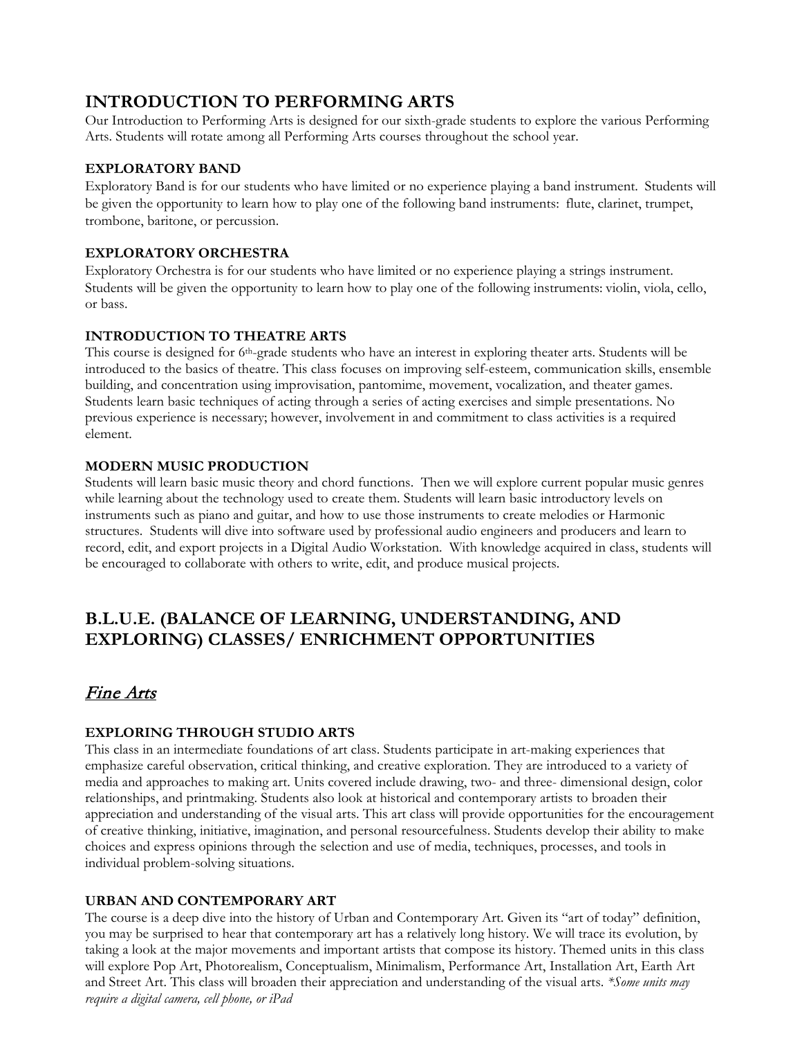## INTRODUCTION TO PERFORMING ARTS

Our Introduction to Performing Arts is designed for our sixth-grade students to explore the various Performing Arts. Students will rotate among all Performing Arts courses throughout the school year.

### EXPLORATORY BAND

Exploratory Band is for our students who have limited or no experience playing a band instrument. Students will be given the opportunity to learn how to play one of the following band instruments: flute, clarinet, trumpet, trombone, baritone, or percussion.

### EXPLORATORY ORCHESTRA

Exploratory Orchestra is for our students who have limited or no experience playing a strings instrument. Students will be given the opportunity to learn how to play one of the following instruments: violin, viola, cello, or bass.

### INTRODUCTION TO THEATRE ARTS

This course is designed for 6th-grade students who have an interest in exploring theater arts. Students will be introduced to the basics of theatre. This class focuses on improving self-esteem, communication skills, ensemble building, and concentration using improvisation, pantomime, movement, vocalization, and theater games. Students learn basic techniques of acting through a series of acting exercises and simple presentations. No previous experience is necessary; however, involvement in and commitment to class activities is a required element.

### MODERN MUSIC PRODUCTION

Students will learn basic music theory and chord functions. Then we will explore current popular music genres while learning about the technology used to create them. Students will learn basic introductory levels on instruments such as piano and guitar, and how to use those instruments to create melodies or Harmonic structures. Students will dive into software used by professional audio engineers and producers and learn to record, edit, and export projects in a Digital Audio Workstation. With knowledge acquired in class, students will be encouraged to collaborate with others to write, edit, and produce musical projects.

## B.L.U.E. (BALANCE OF LEARNING, UNDERSTANDING, AND EXPLORING) CLASSES/ ENRICHMENT OPPORTUNITIES

## *Fine Arts*

### EXPLORING THROUGH STUDIO ARTS

This class in an intermediate foundations of art class. Students participate in art-making experiences that emphasize careful observation, critical thinking, and creative exploration. They are introduced to a variety of media and approaches to making art. Units covered include drawing, two- and three- dimensional design, color relationships, and printmaking. Students also look at historical and contemporary artists to broaden their appreciation and understanding of the visual arts. This art class will provide opportunities for the encouragement of creative thinking, initiative, imagination, and personal resourcefulness. Students develop their ability to make choices and express opinions through the selection and use of media, techniques, processes, and tools in individual problem-solving situations.

### URBAN AND CONTEMPORARY ART

The course is a deep dive into the history of Urban and Contemporary Art. Given its "art of today" definition, you may be surprised to hear that contemporary art has a relatively long history. We will trace its evolution, by taking a look at the major movements and important artists that compose its history. Themed units in this class will explore Pop Art, Photorealism, Conceptualism, Minimalism, Performance Art, Installation Art, Earth Art and Street Art. This class will broaden their appreciation and understanding of the visual arts. *\*Some units may require a digital camera, cell phone, or iPad*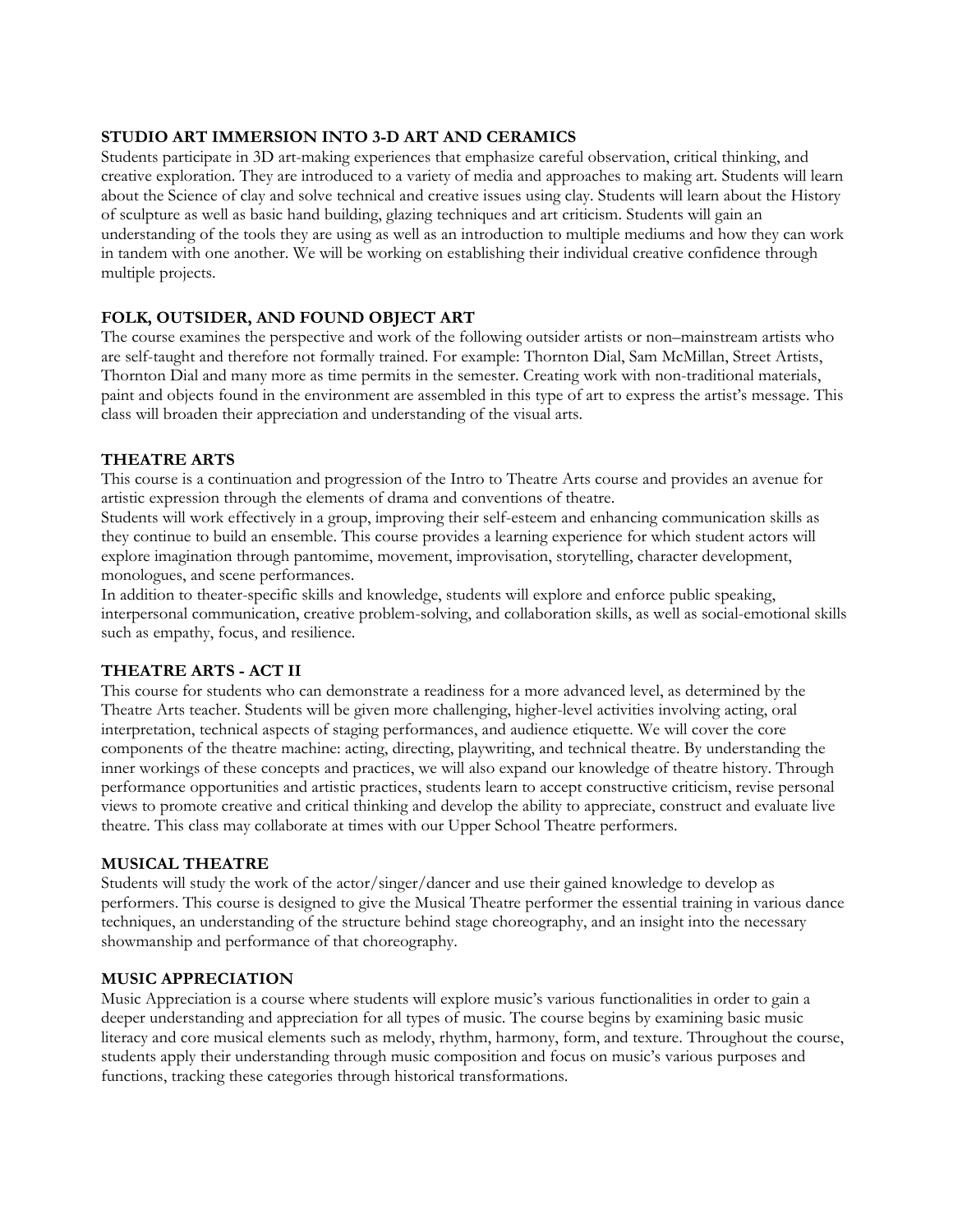**STUDIO ART IMMERSION INTO 3-D ART AND CERAMICS**

Students participate in 3D art-making experiences that emphasize careful observation, critical thinking, and creative exploration. They are introduced to a variety of media and approaches to making art. Students will learn about the Science of clay and solve technical and creative issues using clay. Students will learn about the History of sculpture as well as basic hand building, glazing techniques and art criticism. Students will gain an understanding of the tools they are using as well as an introduction to multiple mediums and how they can work in tandem with one another. We will be working on establishing their individual creative confidence through multiple projects.

**FOLK, OUTSIDER, AND FOUND OBJECT ART**

The course examines the perspective and work of the following outsider artists or non–mainstream artists who are self-taught and therefore not formally trained. For example: Thornton Dial, Sam McMillan, Street Artists, Thornton Dial and many more as time permits in the semester. Creating work with non-traditional materials, paint and objects found in the environment are assembled in this type of art to express the artist's message. This class will broaden their appreciation and understanding of the visual arts.

**THEATRE ARTS**

This course is a continuation and progression of the Intro to Theatre Arts course and provides an avenue for artistic expression through the elements of drama and conventions of theatre.

Students will work effectively in a group, improving their self-esteem and enhancing communication skills as they continue to build an ensemble. This course provides a learning experience for which student actors will explore imagination through pantomime, movement, improvisation, storytelling, character development, monologues, and scene performances.

In addition to theater-specific skills and knowledge, students will explore and enforce public speaking, interpersonal communication, creative problem-solving, and collaboration skills, as well as social-emotional skills such as empathy, focus, and resilience.

**THEATRE ARTS - ACT II**

This course for students who can demonstrate a readiness for a more advanced level, as determined by the Theatre Arts teacher. Students will be given more challenging, higher-level activities involving acting, oral interpretation, technical aspects of staging performances, and audience etiquette. We will cover the core components of the theatre machine: acting, directing, playwriting, and technical theatre. By understanding the inner workings of these concepts and practices, we will also expand our knowledge of theatre history. Through performance opportunities and artistic practices, students learn to accept constructive criticism, revise personal views to promote creative and critical thinking and develop the ability to appreciate, construct and evaluate live theatre. This class may collaborate at times with our Upper School Theatre performers.

**MUSICAL THEATRE**

Students will study the work of the actor/singer/dancer and use their gained knowledge to develop as performers. This course is designed to give the Musical Theatre performer the essential training in various dance techniques, an understanding of the structure behind stage choreography, and an insight into the necessary showmanship and performance of that choreography.

**MUSIC APPRECIATION**

Music Appreciation is a course where students will explore music's various functionalities in order to gain a deeper understanding and appreciation for all types of music. The course begins by examining basic music literacy and core musical elements such as melody, rhythm, harmony, form, and texture. Throughout the course, students apply their understanding through music composition and focus on music's various purposes and functions, tracking these categories through historical transformations.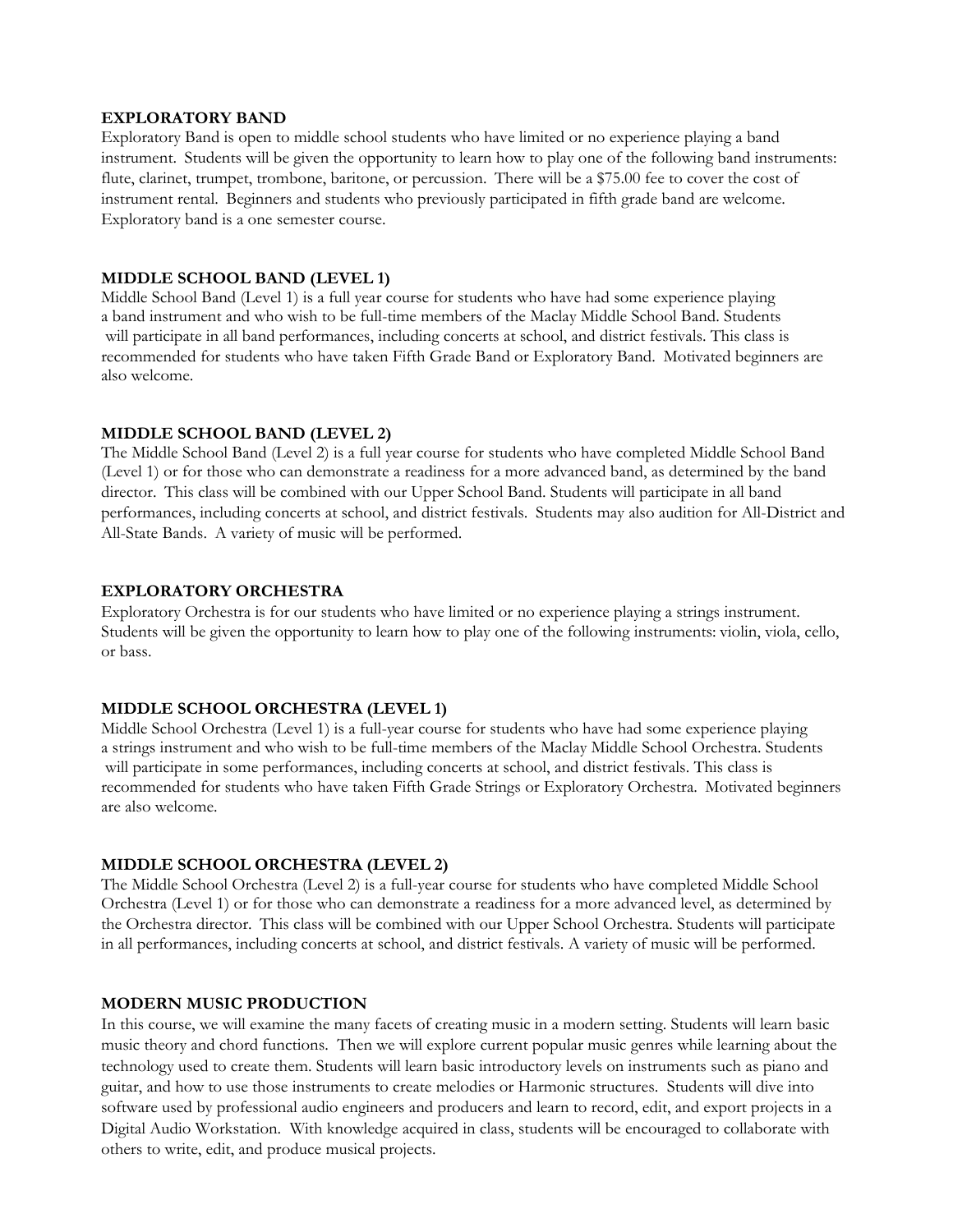**EXPLORATORY BAND**

Exploratory Band is open to middle school students who have limited or no experience playing a band instrument. Students will be given the opportunity to learn how to play one of the following band instruments: flute, clarinet, trumpet, trombone, baritone, or percussion. There will be a $75.00 fee to cover the cost of instrument rental. Beginners and students who previously participated in fifth grade band are welcome. Exploratory band is a one semester course.

**MIDDLE SCHOOL BAND (LEVEL 1)**

Middle School Band (Level 1) is a full year course for students who have had some experience playing a band instrument and who wish to be full-time members of the Maclay Middle School Band. Students will participate in all band performances, including concerts at school, and district festivals. This class is recommended for students who have taken Fifth Grade Band or Exploratory Band. Motivated beginners are also welcome.

**MIDDLE SCHOOL BAND (LEVEL 2)**

The Middle School Band (Level 2) is a full year course for students who have completed Middle School Band (Level 1) or for those who can demonstrate a readiness for a more advanced band, as determined by the band director. This class will be combined with our Upper School Band. Students will participate in all band performances, including concerts at school, and district festivals. Students may also audition for All-District and All-State Bands. A variety of music will be performed.

**EXPLORATORY ORCHESTRA**

Exploratory Orchestra is for our students who have limited or no experience playing a strings instrument. Students will be given the opportunity to learn how to play one of the following instruments: violin, viola, cello, or bass.

**MIDDLE SCHOOL ORCHESTRA (LEVEL 1)**

Middle School Orchestra (Level 1) is a full-year course for students who have had some experience playing a strings instrument and who wish to be full-time members of the Maclay Middle School Orchestra. Students will participate in some performances, including concerts at school, and district festivals. This class is recommended for students who have taken Fifth Grade Strings or Exploratory Orchestra. Motivated beginners are also welcome.

**MIDDLE SCHOOL ORCHESTRA (LEVEL 2)**

The Middle School Orchestra (Level 2) is a full-year course for students who have completed Middle School Orchestra (Level 1) or for those who can demonstrate a readiness for a more advanced level, as determined by the Orchestra director. This class will be combined with our Upper School Orchestra. Students will participate in all performances, including concerts at school, and district festivals. A variety of music will be performed.

**MODERN MUSIC PRODUCTION**

In this course, we will examine the many facets of creating music in a modern setting. Students will learn basic music theory and chord functions. Then we will explore current popular music genres while learning about the technology used to create them. Students will learn basic introductory levels on instruments such as piano and guitar, and how to use those instruments to create melodies or Harmonic structures. Students will dive into software used by professional audio engineers and producers and learn to record, edit, and export projects in a Digital Audio Workstation. With knowledge acquired in class, students will be encouraged to collaborate with others to write, edit, and produce musical projects.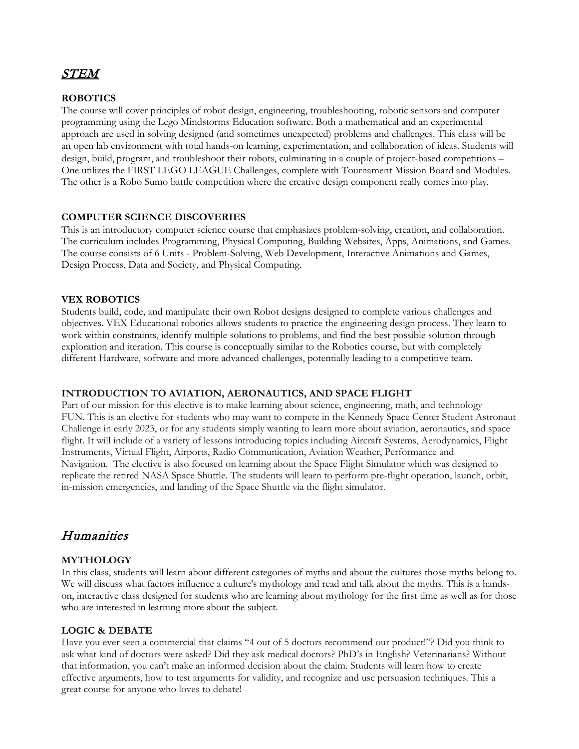## *STEM*

### ROBOTICS

The course will cover principles of robot design, engineering, troubleshooting, robotic sensors and computer programming using the Lego Mindstorms Education software. Both a mathematical and an experimental approach are used in solving designed (and sometimes unexpected) problems and challenges. This class will be an open lab environment with total hands-on learning, experimentation, and collaboration of ideas. Students will design, build, program, and troubleshoot their robots, culminating in a couple of project-based competitions – One utilizes the FIRST LEGO LEAGUE Challenges, complete with Tournament Mission Board and Modules. The other is a Robo Sumo battle competition where the creative design component really comes into play.

### COMPUTER SCIENCE DISCOVERIES

This is an introductory computer science course that emphasizes problem-solving, creation, and collaboration. The curriculum includes Programming, Physical Computing, Building Websites, Apps, Animations, and Games. The course consists of 6 Units - Problem-Solving, Web Development, Interactive Animations and Games, Design Process, Data and Society, and Physical Computing.

### VEX ROBOTICS

Students build, code, and manipulate their own Robot designs designed to complete various challenges and objectives. VEX Educational robotics allows students to practice the engineering design process. They learn to work within constraints, identify multiple solutions to problems, and find the best possible solution through exploration and iteration. This course is conceptually similar to the Robotics course, but with completely different Hardware, software and more advanced challenges, potentially leading to a competitive team.

### INTRODUCTION TO AVIATION, AERONAUTICS, AND SPACE FLIGHT

Part of our mission for this elective is to make learning about science, engineering, math, and technology FUN. This is an elective for students who may want to compete in the Kennedy Space Center Student Astronaut Challenge in early 2023, or for any students simply wanting to learn more about aviation, aeronautics, and space flight. It will include of a variety of lessons introducing topics including Aircraft Systems, Aerodynamics, Flight Instruments, Virtual Flight, Airports, Radio Communication, Aviation Weather, Performance and Navigation. The elective is also focused on learning about the Space Flight Simulator which was designed to replicate the retired NASA Space Shuttle. The students will learn to perform pre-flight operation, launch, orbit, in-mission emergencies, and landing of the Space Shuttle via the flight simulator.

## *Humanities*

### MYTHOLOGY

In this class, students will learn about different categories of myths and about the cultures those myths belong to. We will discuss what factors influence a culture's mythology and read and talk about the myths. This is a hands-on, interactive class designed for students who are learning about mythology for the first time as well as for those who are interested in learning more about the subject.

### LOGIC & DEBATE

Have you ever seen a commercial that claims "4 out of 5 doctors recommend our product!"? Did you think to ask what kind of doctors were asked? Did they ask medical doctors? PhD's in English? Veterinarians? Without that information, you can't make an informed decision about the claim. Students will learn how to create effective arguments, how to test arguments for validity, and recognize and use persuasion techniques. This a great course for anyone who loves to debate!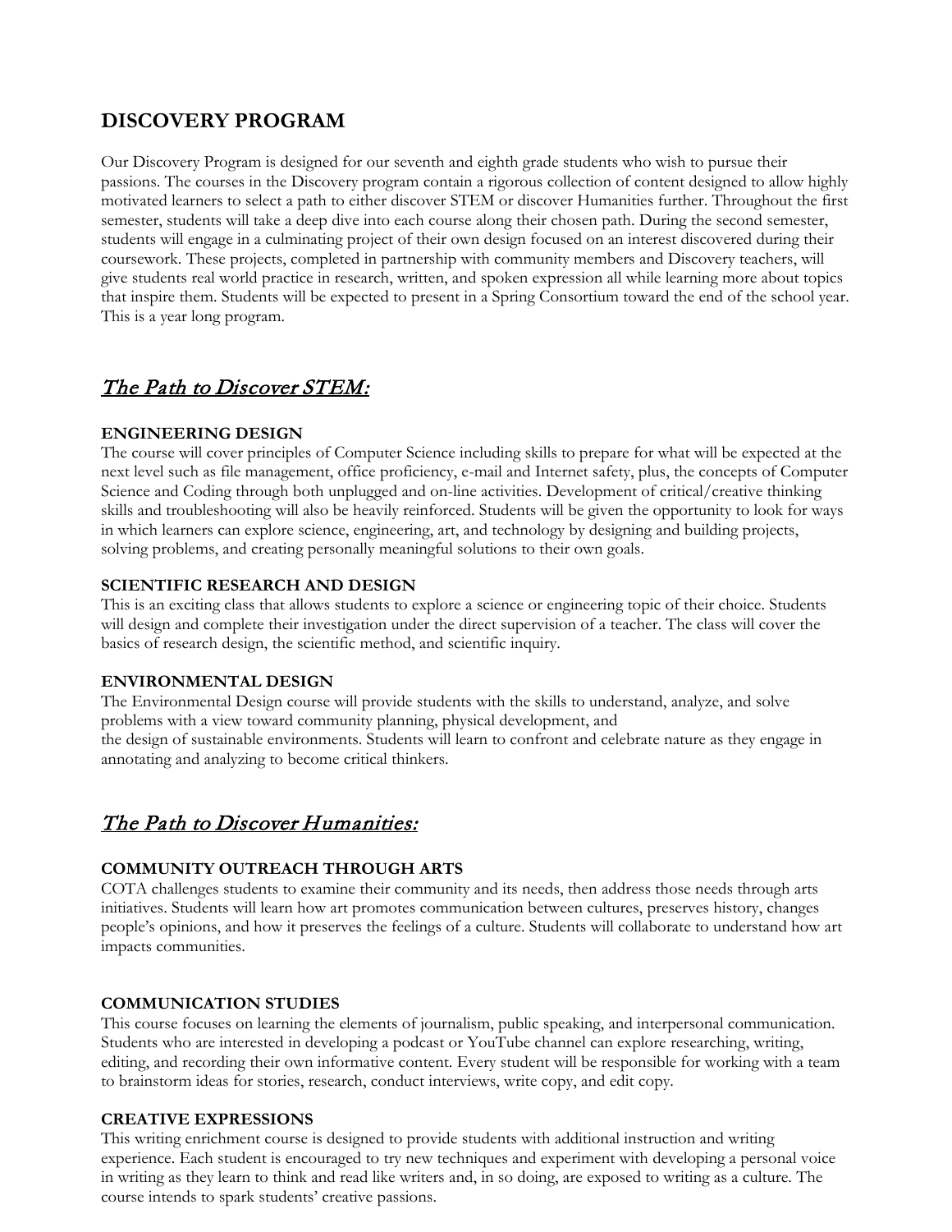## DISCOVERY PROGRAM

Our Discovery Program is designed for our seventh and eighth grade students who wish to pursue their passions. The courses in the Discovery program contain a rigorous collection of content designed to allow highly motivated learners to select a path to either discover STEM or discover Humanities further. Throughout the first semester, students will take a deep dive into each course along their chosen path. During the second semester, students will engage in a culminating project of their own design focused on an interest discovered during their coursework. These projects, completed in partnership with community members and Discovery teachers, will give students real world practice in research, written, and spoken expression all while learning more about topics that inspire them. Students will be expected to present in a Spring Consortium toward the end of the school year. This is a year long program.

## *The Path to Discover STEM:*

### ENGINEERING DESIGN

The course will cover principles of Computer Science including skills to prepare for what will be expected at the next level such as file management, office proficiency, e-mail and Internet safety, plus, the concepts of Computer Science and Coding through both unplugged and on-line activities. Development of critical/creative thinking skills and troubleshooting will also be heavily reinforced. Students will be given the opportunity to look for ways in which learners can explore science, engineering, art, and technology by designing and building projects, solving problems, and creating personally meaningful solutions to their own goals.

### SCIENTIFIC RESEARCH AND DESIGN

This is an exciting class that allows students to explore a science or engineering topic of their choice. Students will design and complete their investigation under the direct supervision of a teacher. The class will cover the basics of research design, the scientific method, and scientific inquiry.

### ENVIRONMENTAL DESIGN

The Environmental Design course will provide students with the skills to understand, analyze, and solve problems with a view toward community planning, physical development, and the design of sustainable environments. Students will learn to confront and celebrate nature as they engage in annotating and analyzing to become critical thinkers.

## *The Path to Discover Humanities:*

### COMMUNITY OUTREACH THROUGH ARTS

COTA challenges students to examine their community and its needs, then address those needs through arts initiatives. Students will learn how art promotes communication between cultures, preserves history, changes people's opinions, and how it preserves the feelings of a culture. Students will collaborate to understand how art impacts communities.

### COMMUNICATION STUDIES

This course focuses on learning the elements of journalism, public speaking, and interpersonal communication. Students who are interested in developing a podcast or YouTube channel can explore researching, writing, editing, and recording their own informative content. Every student will be responsible for working with a team to brainstorm ideas for stories, research, conduct interviews, write copy, and edit copy.

### CREATIVE EXPRESSIONS

This writing enrichment course is designed to provide students with additional instruction and writing experience. Each student is encouraged to try new techniques and experiment with developing a personal voice in writing as they learn to think and read like writers and, in so doing, are exposed to writing as a culture. The course intends to spark students' creative passions.